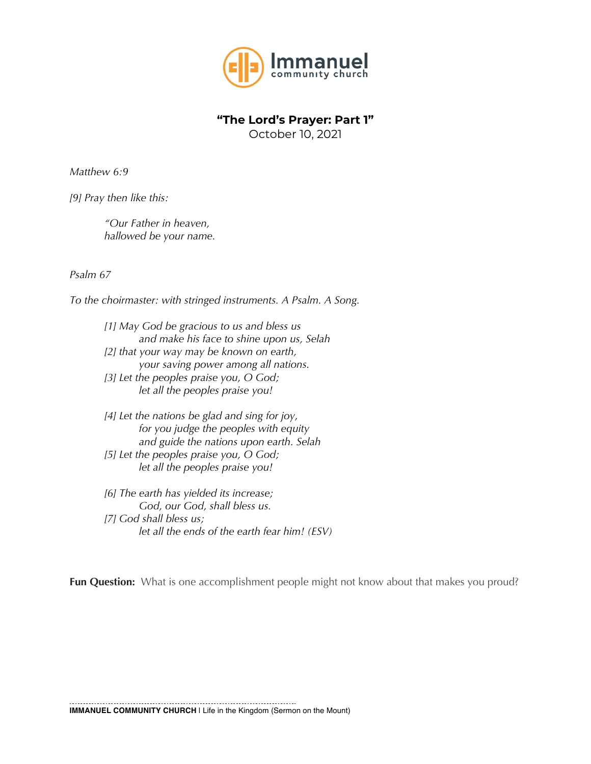Immanuel
community church

## "The Lord's Prayer: Part 1"

October 10, 2021

*Matthew 6:9*

*[9] Pray then like this:*

> *"Our Father in heaven,*
> *hallowed be your name.*

*Psalm 67*

*To the choirmaster: with stringed instruments. A Psalm. A Song.*

> *[1] May God be gracious to us and bless us*
> *and make his face to shine upon us, Selah*
> *[2] that your way may be known on earth,*
> *your saving power among all nations.*
> *[3] Let the peoples praise you, O God;*
> *let all the peoples praise you!*
>
> *[4] Let the nations be glad and sing for joy,*
> *for you judge the peoples with equity*
> *and guide the nations upon earth. Selah*
> *[5] Let the peoples praise you, O God;*
> *let all the peoples praise you!*
>
> *[6] The earth has yielded its increase;*
> *God, our God, shall bless us.*
> *[7] God shall bless us;*
> *let all the ends of the earth fear him! (ESV)*

**Fun Question:** What is one accomplishment people might not know about that makes you proud?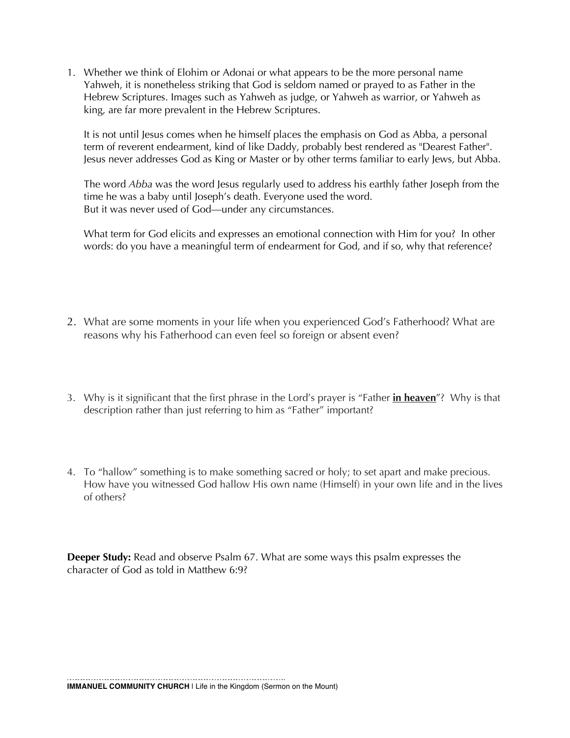1. Whether we think of Elohim or Adonai or what appears to be the more personal name Yahweh, it is nonetheless striking that God is seldom named or prayed to as Father in the Hebrew Scriptures. Images such as Yahweh as judge, or Yahweh as warrior, or Yahweh as king, are far more prevalent in the Hebrew Scriptures.

   It is not until Jesus comes when he himself places the emphasis on God as Abba, a personal term of reverent endearment, kind of like Daddy, probably best rendered as "Dearest Father". Jesus never addresses God as King or Master or by other terms familiar to early Jews, but Abba.

   The word *Abba* was the word Jesus regularly used to address his earthly father Joseph from the time he was a baby until Joseph's death. Everyone used the word.
   But it was never used of God—under any circumstances.

   What term for God elicits and expresses an emotional connection with Him for you? In other words: do you have a meaningful term of endearment for God, and if so, why that reference?

2. What are some moments in your life when you experienced God's Fatherhood? What are reasons why his Fatherhood can even feel so foreign or absent even?

3. Why is it significant that the first phrase in the Lord's prayer is "Father **<u>in heaven</u>**"? Why is that description rather than just referring to him as "Father" important?

4. To "hallow" something is to make something sacred or holy; to set apart and make precious. How have you witnessed God hallow His own name (Himself) in your own life and in the lives of others?

**Deeper Study:** Read and observe Psalm 67. What are some ways this psalm expresses the character of God as told in Matthew 6:9?